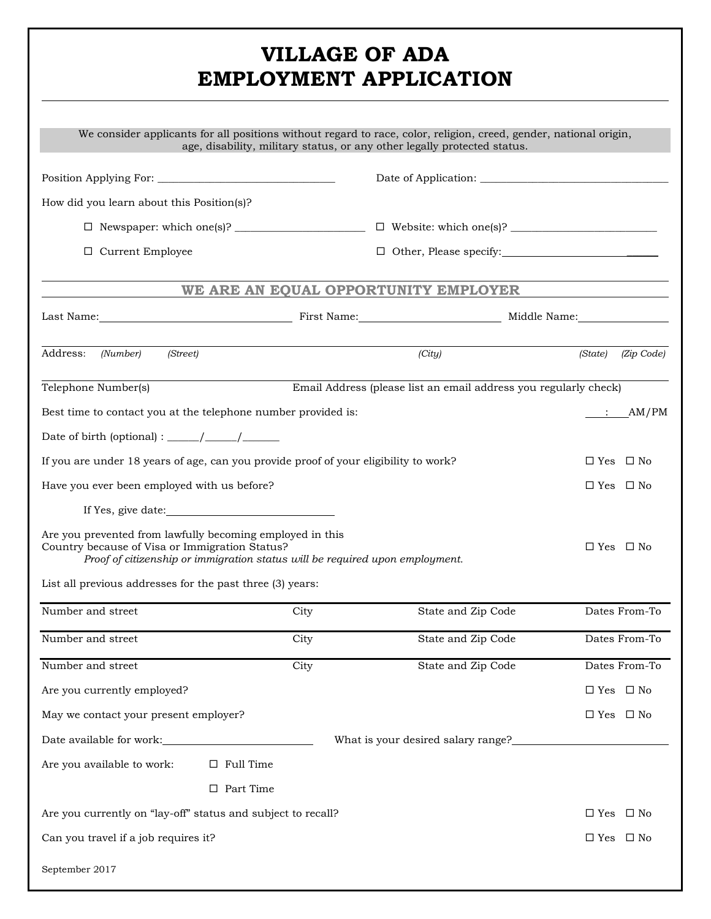# VILLAGE OF ADA
# EMPLOYMENT APPLICATION

We consider applicants for all positions without regard to race, color, religion, creed, gender, national origin, age, disability, military status, or any other legally protected status.

Position Applying For: ________________________________ Date of Application: ________________________________

How did you learn about this Position(s)?

☐ Newspaper: which one(s)? ______________________ ☐ Website: which one(s)? ________________________

☐ Current Employee ☐ Other, Please specify: ________________________

## WE ARE AN EQUAL OPPORTUNITY EMPLOYER

Last Name: ______________________________ First Name: ______________________ Middle Name: ______________

Address: *(Number)* *(Street)* *(City)* *(State)* *(Zip Code)*

Telephone Number(s) Email Address (please list an email address you regularly check)

Best time to contact you at the telephone number provided is: ___:___ AM/PM

Date of birth (optional) : ______/______/_______

If you are under 18 years of age, can you provide proof of your eligibility to work? ☐ Yes ☐ No

Have you ever been employed with us before? ☐ Yes ☐ No

If Yes, give date: ____________________________

Are you prevented from lawfully becoming employed in this Country because of Visa or Immigration Status? ☐ Yes ☐ No

*Proof of citizenship or immigration status will be required upon employment.*

List all previous addresses for the past three (3) years:

| Number and street | City | State and Zip Code | Dates From-To |
|---|---|---|---|
| Number and street | City | State and Zip Code | Dates From-To |
| Number and street | City | State and Zip Code | Dates From-To |

Are you currently employed? ☐ Yes ☐ No

May we contact your present employer? ☐ Yes ☐ No

Date available for work: __________________________ What is your desired salary range? __________________________

Are you available to work: ☐ Full Time

☐ Part Time

Are you currently on "lay-off" status and subject to recall? ☐ Yes ☐ No

Can you travel if a job requires it? ☐ Yes ☐ No

September 2017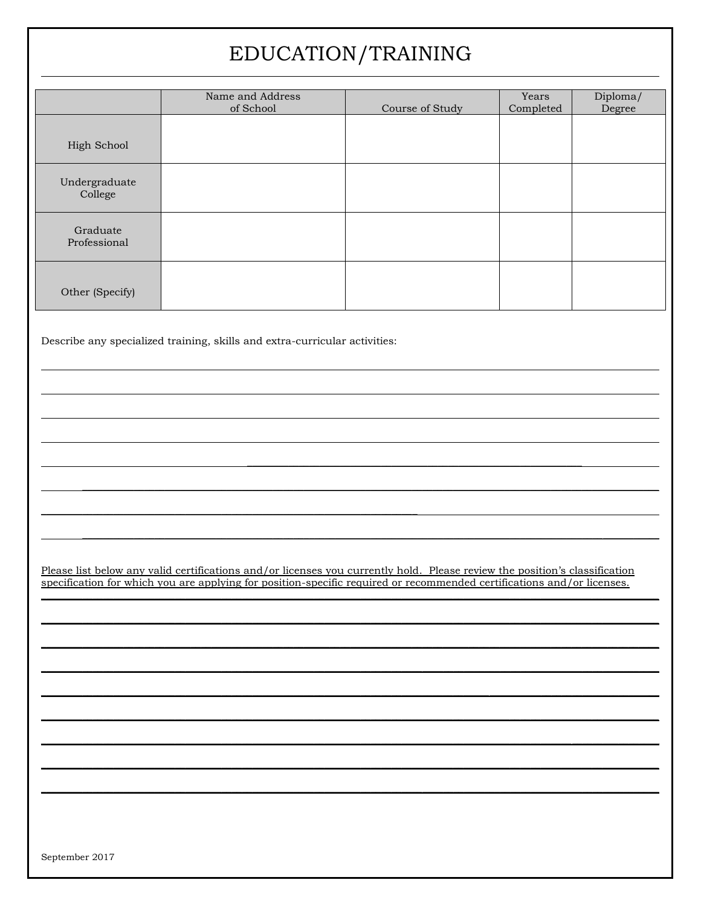# EDUCATION/TRAINING

| | Name and Address of School | Course of Study | Years Completed | Diploma/ Degree |
|---|---|---|---|---|
| High School | | | | |
| Undergraduate College | | | | |
| Graduate Professional | | | | |
| Other (Specify) | | | | |

Describe any specialized training, skills and extra-curricular activities:

________________________________________________________________________________

________________________________________________________________________________

________________________________________________________________________________

________________________________________________________________________________

________________________________________________________________________________

________________________________________________________________________________

________________________________________________________________________________

________________________________________________________________________________

Please list below any valid certifications and/or licenses you currently hold. Please review the position's classification specification for which you are applying for position-specific required or recommended certifications and/or licenses.

________________________________________________________________________________

________________________________________________________________________________

________________________________________________________________________________

________________________________________________________________________________

________________________________________________________________________________

________________________________________________________________________________

________________________________________________________________________________

________________________________________________________________________________

________________________________________________________________________________

September 2017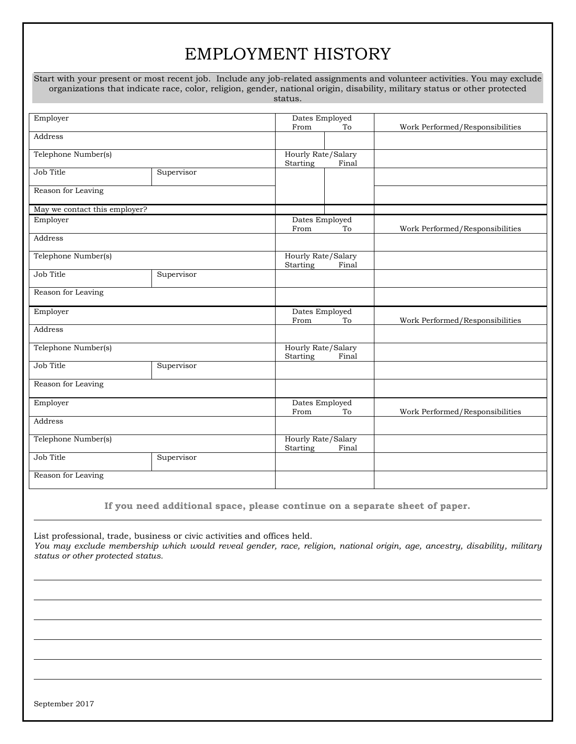# EMPLOYMENT HISTORY

Start with your present or most recent job. Include any job-related assignments and volunteer activities. You may exclude organizations that indicate race, color, religion, gender, national origin, disability, military status or other protected status.

| Employer | | Dates Employed From / To | | Work Performed/Responsibilities |
|---|---|---|---|---|
| Address | | | | |
| Telephone Number(s) | | Hourly Rate/Salary Starting / Final | | |
| Job Title | Supervisor | | | |
| Reason for Leaving | | | | |
| May we contact this employer? | | | | |

| Employer | | Dates Employed From / To | Work Performed/Responsibilities |
|---|---|---|---|
| Address | | | |
| Telephone Number(s) | | Hourly Rate/Salary Starting / Final | |
| Job Title | Supervisor | | |
| Reason for Leaving | | | |

| Employer | | Dates Employed From / To | Work Performed/Responsibilities |
|---|---|---|---|
| Address | | | |
| Telephone Number(s) | | Hourly Rate/Salary Starting / Final | |
| Job Title | Supervisor | | |
| Reason for Leaving | | | |

| Employer | | Dates Employed From / To | Work Performed/Responsibilities |
|---|---|---|---|
| Address | | | |
| Telephone Number(s) | | Hourly Rate/Salary Starting / Final | |
| Job Title | Supervisor | | |
| Reason for Leaving | | | |

**If you need additional space, please continue on a separate sheet of paper.**

---

List professional, trade, business or civic activities and offices held.
*You may exclude membership which would reveal gender, race, religion, national origin, age, ancestry, disability, military status or other protected status.*

______________________________________________________________________

______________________________________________________________________

______________________________________________________________________

______________________________________________________________________

______________________________________________________________________

______________________________________________________________________

September 2017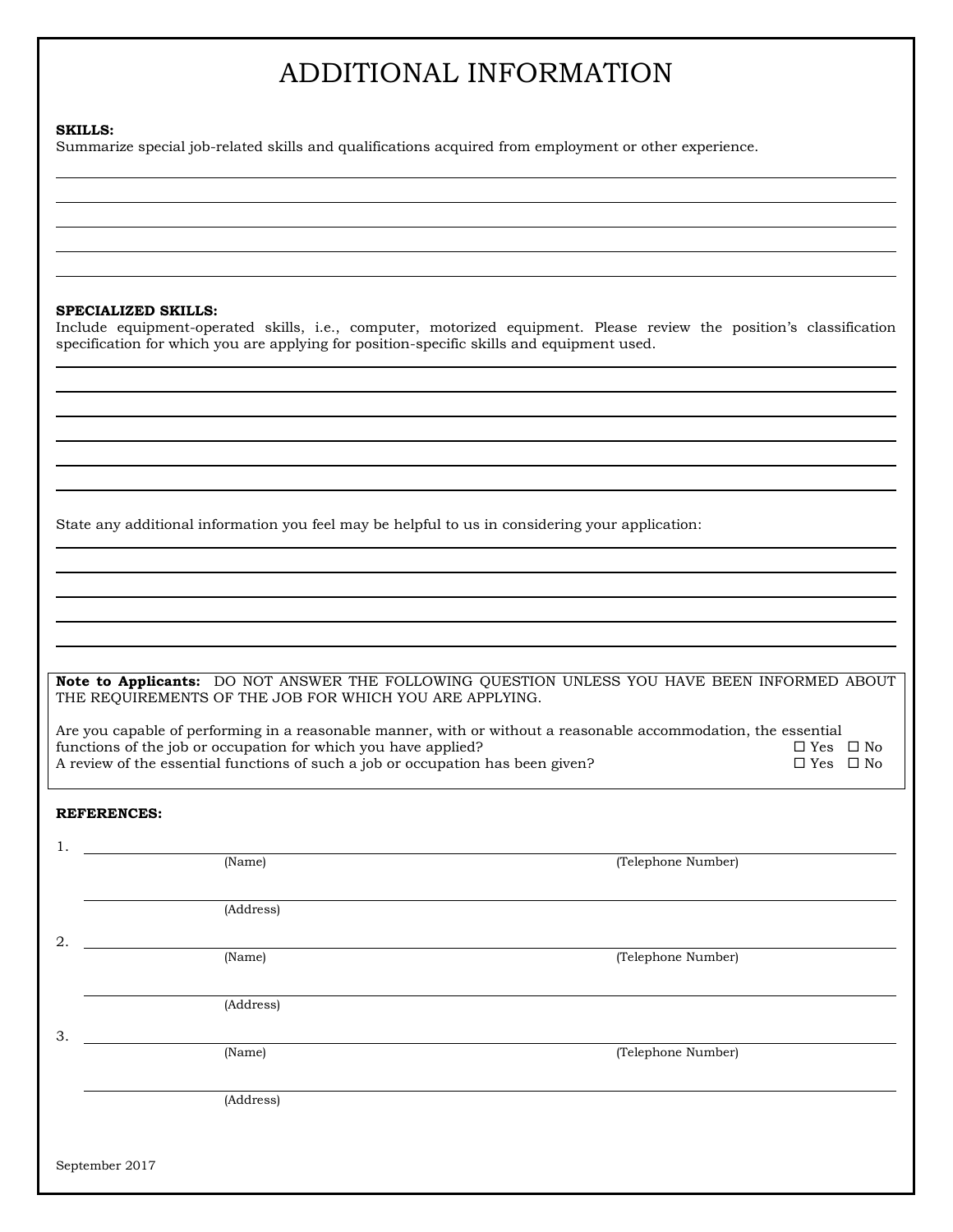# ADDITIONAL INFORMATION

**SKILLS:**
Summarize special job-related skills and qualifications acquired from employment or other experience.

**SPECIALIZED SKILLS:**
Include equipment-operated skills, i.e., computer, motorized equipment. Please review the position's classification specification for which you are applying for position-specific skills and equipment used.

State any additional information you feel may be helpful to us in considering your application:

**Note to Applicants:** DO NOT ANSWER THE FOLLOWING QUESTION UNLESS YOU HAVE BEEN INFORMED ABOUT THE REQUIREMENTS OF THE JOB FOR WHICH YOU ARE APPLYING.

Are you capable of performing in a reasonable manner, with or without a reasonable accommodation, the essential functions of the job or occupation for which you have applied? ☐ Yes ☐ No

A review of the essential functions of such a job or occupation has been given? ☐ Yes ☐ No

**REFERENCES:**

1. (Name) (Telephone Number)

   (Address)

2. (Name) (Telephone Number)

   (Address)

3. (Name) (Telephone Number)

   (Address)

September 2017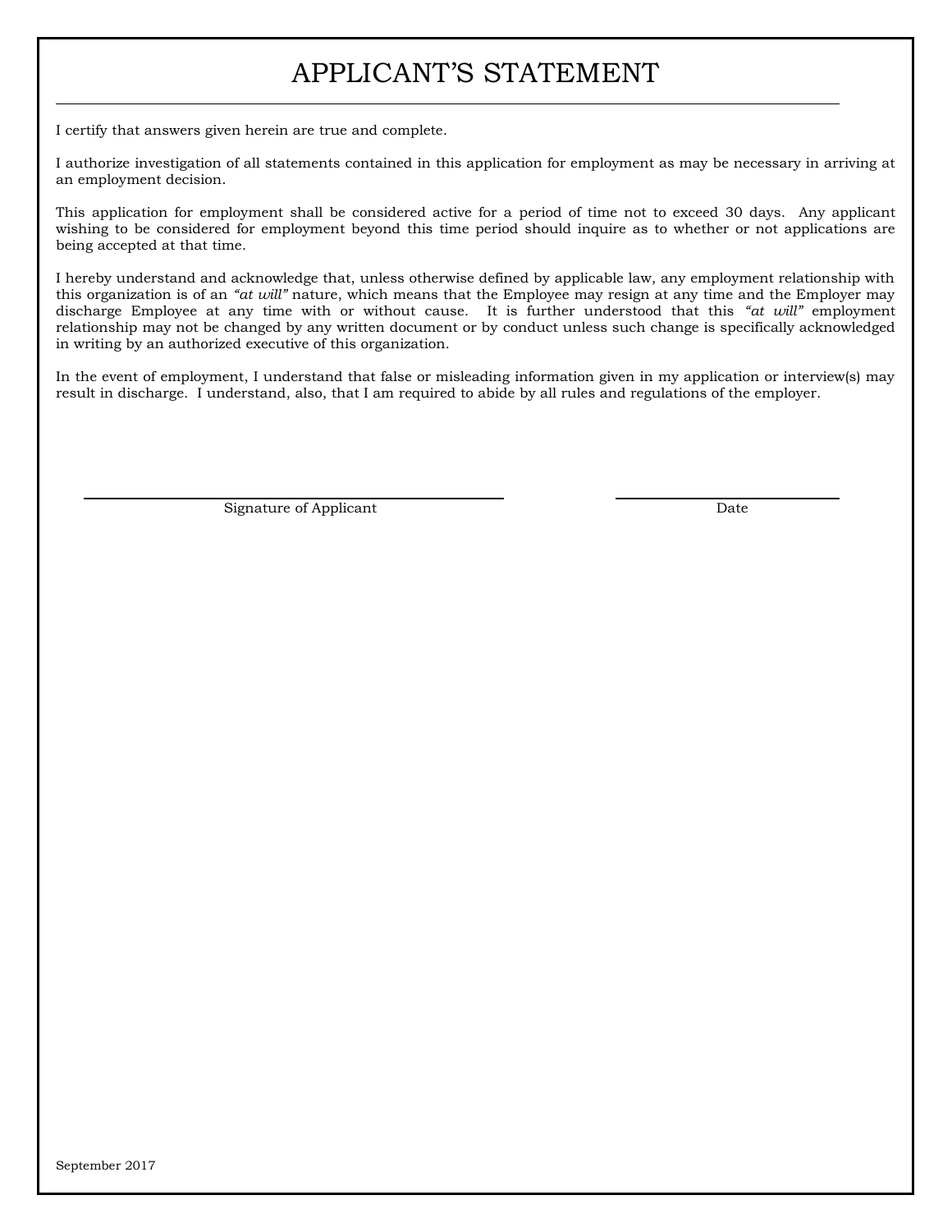# APPLICANT'S STATEMENT

I certify that answers given herein are true and complete.

I authorize investigation of all statements contained in this application for employment as may be necessary in arriving at an employment decision.

This application for employment shall be considered active for a period of time not to exceed 30 days. Any applicant wishing to be considered for employment beyond this time period should inquire as to whether or not applications are being accepted at that time.

I hereby understand and acknowledge that, unless otherwise defined by applicable law, any employment relationship with this organization is of an *"at will"* nature, which means that the Employee may resign at any time and the Employer may discharge Employee at any time with or without cause. It is further understood that this *"at will"* employment relationship may not be changed by any written document or by conduct unless such change is specifically acknowledged in writing by an authorized executive of this organization.

In the event of employment, I understand that false or misleading information given in my application or interview(s) may result in discharge. I understand, also, that I am required to abide by all rules and regulations of the employer.

\_\_\_\_\_\_\_\_\_\_\_\_\_\_\_\_\_\_\_\_\_\_\_\_\_\_\_\_\_\_\_\_\_\_\_\_\_\_\_\_ &nbsp;&nbsp;&nbsp;&nbsp; \_\_\_\_\_\_\_\_\_\_\_\_\_\_\_\_\_\_\_\_\_\_

Signature of Applicant &nbsp;&nbsp;&nbsp;&nbsp; Date

September 2017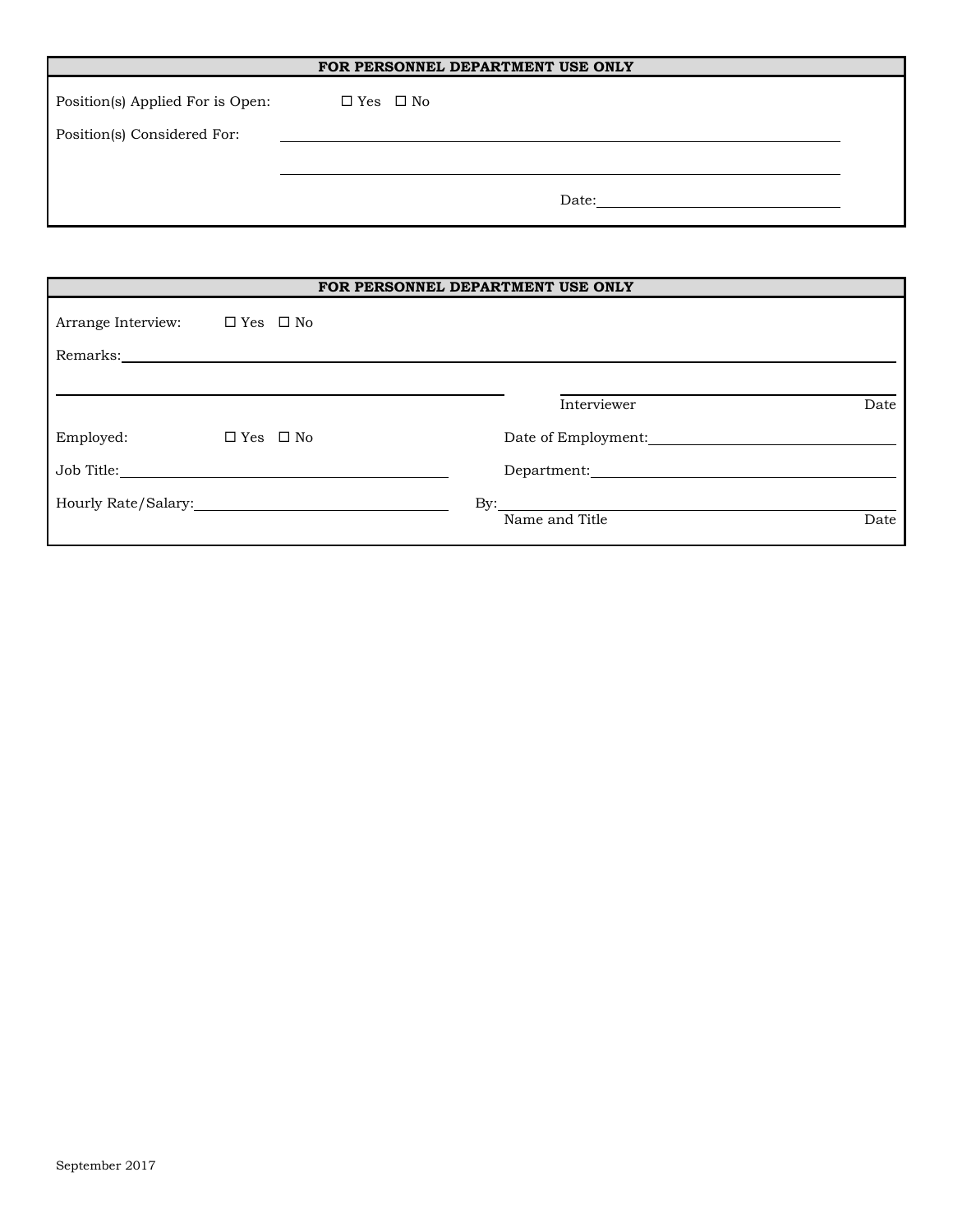**FOR PERSONNEL DEPARTMENT USE ONLY**

Position(s) Applied For is Open: ☐ Yes ☐ No

Position(s) Considered For: ______________________________________________

______________________________________________

Date: ____________________

**FOR PERSONNEL DEPARTMENT USE ONLY**

Arrange Interview: ☐ Yes ☐ No

Remarks: ______________________________________________

______________________________________________

Interviewer ____________________ Date ____________

Employed: ☐ Yes ☐ No

Date of Employment: ____________________

Job Title: ____________________

Department: ____________________

Hourly Rate/Salary: ____________________

By: ____________________

Name and Title ____________________ Date ____________

September 2017